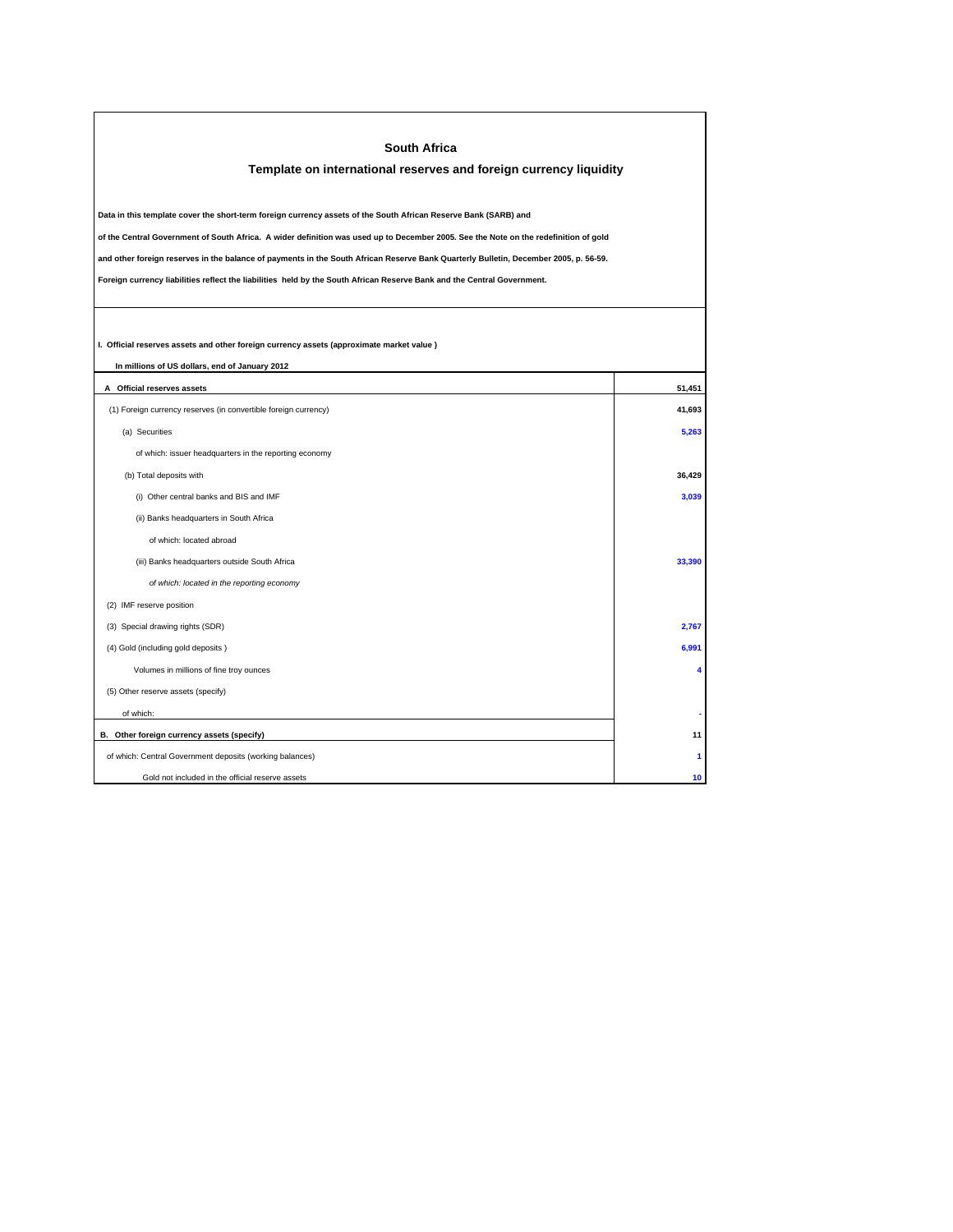# South Africa

## Template on international reserves and foreign currency liquidity

**Data in this template cover the short-term foreign currency assets of the South African Reserve Bank (SARB) and**

**of the Central Government of South Africa. A wider definition was used up to December 2005. See the Note on the redefinition of gold**

**and other foreign reserves in the balance of payments in the South African Reserve Bank Quarterly Bulletin, December 2005, p. 56-59.**

**Foreign currency liabilities reflect the liabilities held by the South African Reserve Bank and the Central Government.**

**I. Official reserves assets and other foreign currency assets (approximate market value )**

**In millions of US dollars, end of January 2012**

| | |
|---|---|
| **A Official reserves assets** | **51,451** |
| (1) Foreign currency reserves (in convertible foreign currency) | **41,693** |
| (a) Securities | **5,263** |
| of which: issuer headquarters in the reporting economy | |
| (b) Total deposits with | **36,429** |
| (i) Other central banks and BIS and IMF | **3,039** |
| (ii) Banks headquarters in South Africa | |
| of which: located abroad | |
| (iii) Banks headquarters outside South Africa | **33,390** |
| *of which: located in the reporting economy* | |
| (2) IMF reserve position | |
| (3) Special drawing rights (SDR) | **2,767** |
| (4) Gold (including gold deposits ) | **6,991** |
| Volumes in millions of fine troy ounces | **4** |
| (5) Other reserve assets (specify) | |
| of which: | - |
| **B. Other foreign currency assets (specify)** | **11** |
| of which: Central Government deposits (working balances) | **1** |
| Gold not included in the official reserve assets | **10** |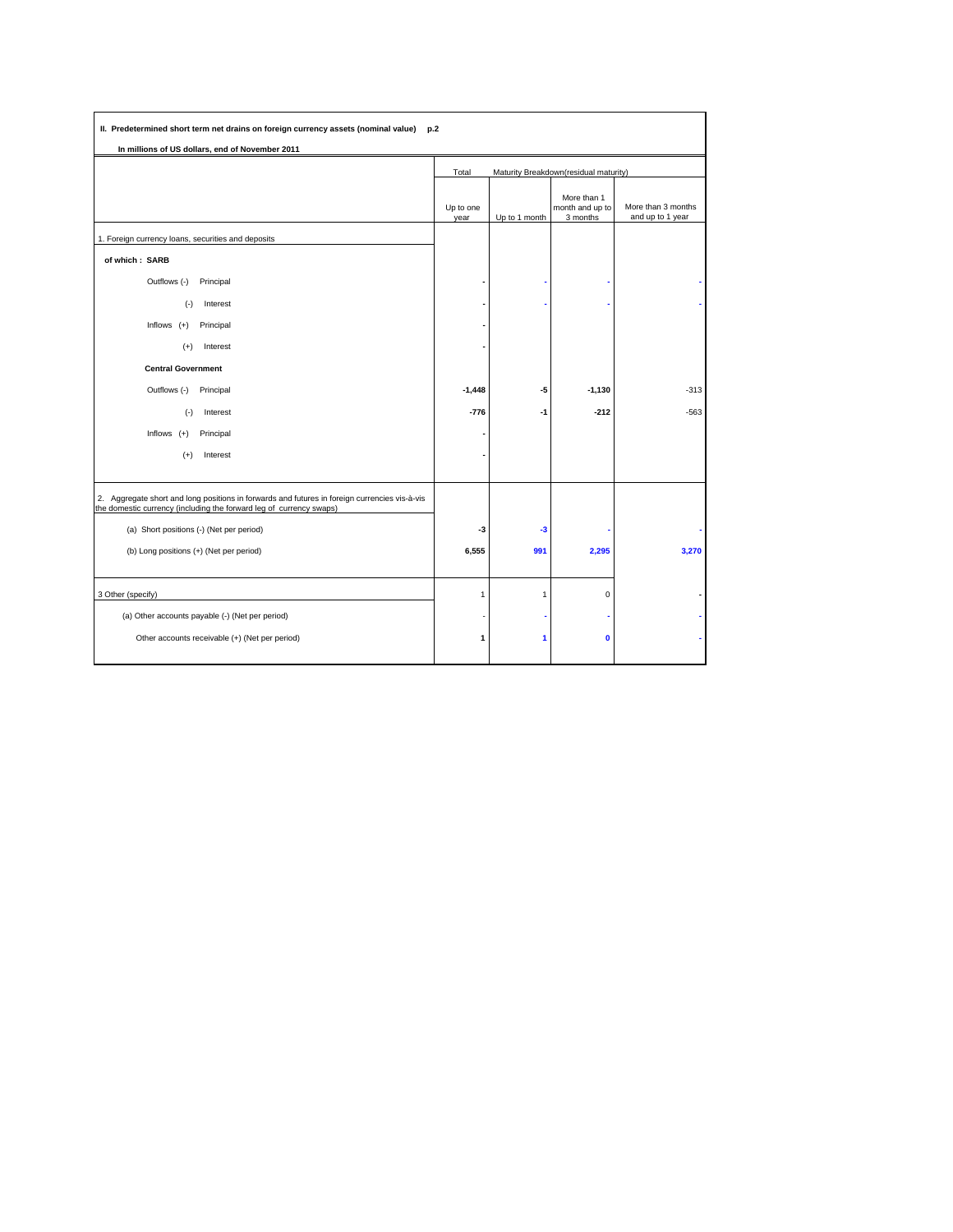**II. Predetermined short term net drains on foreign currency assets (nominal value) p.2**

**In millions of US dollars, end of November 2011**

| | Total | Maturity Breakdown(residual maturity) | | |
|---|---|---|---|---|
| | Up to one year | Up to 1 month | More than 1 month and up to 3 months | More than 3 months and up to 1 year |
| 1. Foreign currency loans, securities and deposits | | | | |
| **of which : SARB** | | | | |
| Outflows (-) Principal | - | - | - | - |
| (-) Interest | - | - | - | - |
| Inflows (+) Principal | - | | | |
| (+) Interest | - | | | |
| **Central Government** | | | | |
| Outflows (-) Principal | -1,448 | -5 | -1,130 | -313 |
| (-) Interest | -776 | -1 | -212 | -563 |
| Inflows (+) Principal | - | | | |
| (+) Interest | - | | | |
| 2. Aggregate short and long positions in forwards and futures in foreign currencies vis-à-vis the domestic currency (including the forward leg of currency swaps) | | | | |
| (a) Short positions (-) (Net per period) | -3 | -3 | - | - |
| (b) Long positions (+) (Net per period) | 6,555 | 991 | 2,295 | 3,270 |
| 3 Other (specify) | 1 | 1 | 0 | - |
| (a) Other accounts payable (-) (Net per period) | - | - | - | - |
| Other accounts receivable (+) (Net per period) | 1 | 1 | 0 | - |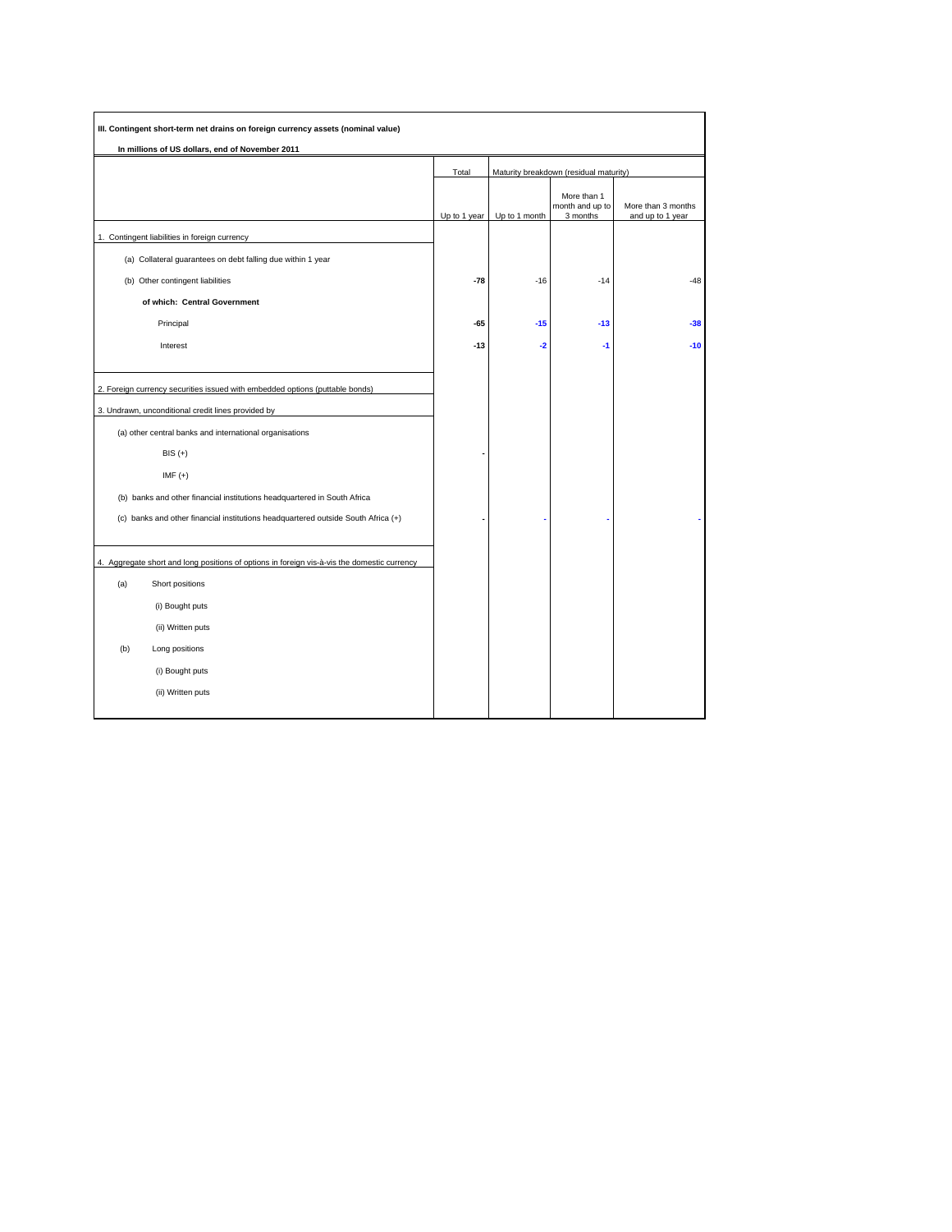**III. Contingent short-term net drains on foreign currency assets (nominal value)**

**In millions of US dollars, end of November 2011**

| | Total | Maturity breakdown (residual maturity) | | |
|---|---|---|---|---|
| | Up to 1 year | Up to 1 month | More than 1 month and up to 3 months | More than 3 months and up to 1 year |
| 1. Contingent liabilities in foreign currency | | | | |
| (a) Collateral guarantees on debt falling due within 1 year | | | | |
| (b) Other contingent liabilities | **-78** | -16 | -14 | -48 |
| **of which: Central Government** | | | | |
| Principal | **-65** | **-15** | **-13** | **-38** |
| Interest | **-13** | **-2** | **-1** | **-10** |
| 2. Foreign currency securities issued with embedded options (puttable bonds) | | | | |
| 3. Undrawn, unconditional credit lines provided by | | | | |
| (a) other central banks and international organisations | | | | |
| BIS (+) | - | | | |
| IMF (+) | | | | |
| (b) banks and other financial institutions headquartered in South Africa | | | | |
| (c) banks and other financial institutions headquartered outside South Africa (+) | - | - | - | - |
| 4. Aggregate short and long positions of options in foreign vis-à-vis the domestic currency | | | | |
| (a) Short positions | | | | |
| (i) Bought puts | | | | |
| (ii) Written puts | | | | |
| (b) Long positions | | | | |
| (i) Bought puts | | | | |
| (ii) Written puts | | | | |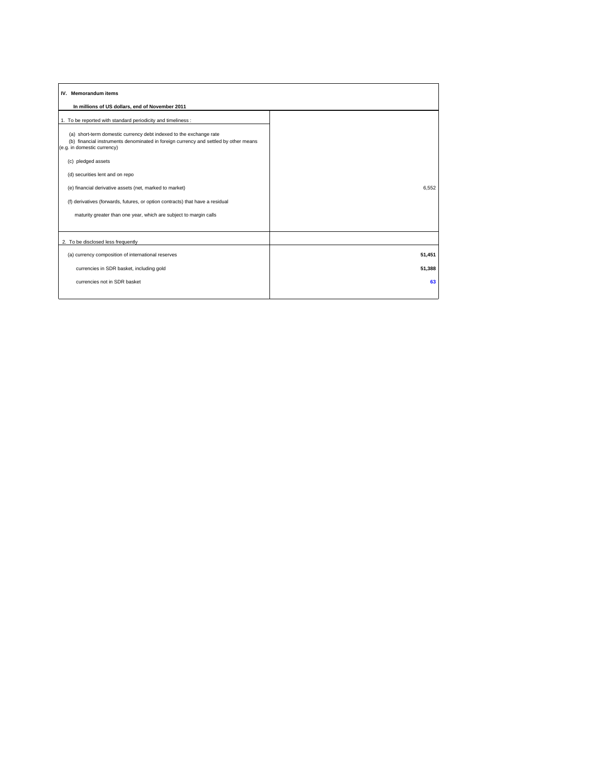| IV. Memorandum items | |
|---|---|
| **In millions of US dollars, end of November 2011** | |
| 1. To be reported with standard periodicity and timeliness : | |
| (a) short-term domestic currency debt indexed to the exchange rate | |
| (b) financial instruments denominated in foreign currency and settled by other means (e.g. in domestic currency) | |
| (c) pledged assets | |
| (d) securities lent and on repo | |
| (e) financial derivative assets (net, marked to market) | 6,552 |
| (f) derivatives (forwards, futures, or option contracts) that have a residual maturity greater than one year, which are subject to margin calls | |
| 2. To be disclosed less frequently | |
| (a) currency composition of international reserves | **51,451** |
| currencies in SDR basket, including gold | **51,388** |
| currencies not in SDR basket | **63** |